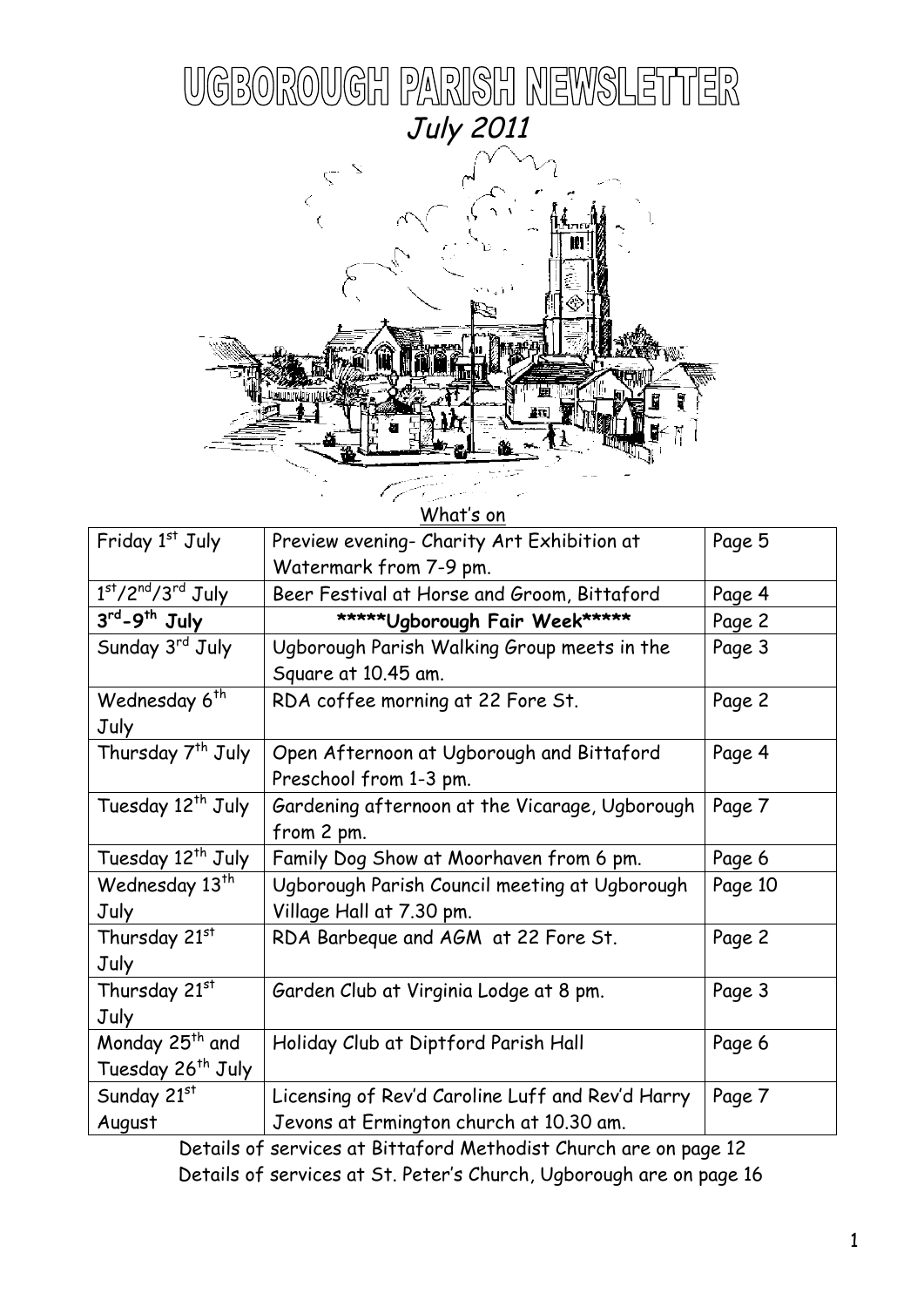# UGBOROUGH PARISH NEWSLETTER

*July 2011*

What's on

| | | |
|---|---|---|
| Friday 1st July | Preview evening- Charity Art Exhibition at Watermark from 7-9 pm. | Page 5 |
| 1st/2nd/3rd July | Beer Festival at Horse and Groom, Bittaford | Page 4 |
| **3rd-9th July** | **\*\*\*\*\*Ugborough Fair Week\*\*\*\*\*** | Page 2 |
| Sunday 3rd July | Ugborough Parish Walking Group meets in the Square at 10.45 am. | Page 3 |
| Wednesday 6th July | RDA coffee morning at 22 Fore St. | Page 2 |
| Thursday 7th July | Open Afternoon at Ugborough and Bittaford Preschool from 1-3 pm. | Page 4 |
| Tuesday 12th July | Gardening afternoon at the Vicarage, Ugborough from 2 pm. | Page 7 |
| Tuesday 12th July | Family Dog Show at Moorhaven from 6 pm. | Page 6 |
| Wednesday 13th July | Ugborough Parish Council meeting at Ugborough Village Hall at 7.30 pm. | Page 10 |
| Thursday 21st July | RDA Barbeque and AGM at 22 Fore St. | Page 2 |
| Thursday 21st July | Garden Club at Virginia Lodge at 8 pm. | Page 3 |
| Monday 25th and Tuesday 26th July | Holiday Club at Diptford Parish Hall | Page 6 |
| Sunday 21st August | Licensing of Rev'd Caroline Luff and Rev'd Harry Jevons at Ermington church at 10.30 am. | Page 7 |

Details of services at Bittaford Methodist Church are on page 12

Details of services at St. Peter's Church, Ugborough are on page 16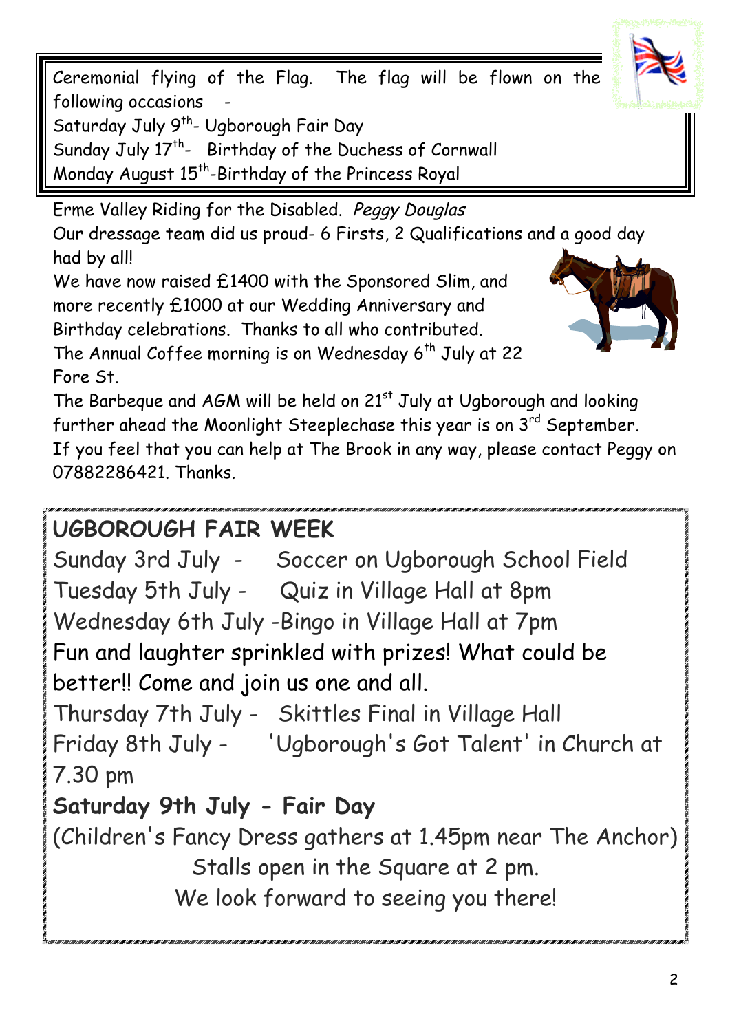Ceremonial flying of the Flag. The flag will be flown on the following occasions -

Saturday July 9th- Ugborough Fair Day
Sunday July 17th- Birthday of the Duchess of Cornwall
Monday August 15th-Birthday of the Princess Royal

Erme Valley Riding for the Disabled. *Peggy Douglas*

Our dressage team did us proud- 6 Firsts, 2 Qualifications and a good day had by all!

We have now raised £1400 with the Sponsored Slim, and more recently £1000 at our Wedding Anniversary and Birthday celebrations. Thanks to all who contributed.

The Annual Coffee morning is on Wednesday 6th July at 22 Fore St.

The Barbeque and AGM will be held on 21st July at Ugborough and looking further ahead the Moonlight Steeplechase this year is on 3rd September.

If you feel that you can help at The Brook in any way, please contact Peggy on 07882286421. Thanks.

## UGBOROUGH FAIR WEEK

Sunday 3rd July - Soccer on Ugborough School Field
Tuesday 5th July - Quiz in Village Hall at 8pm
Wednesday 6th July -Bingo in Village Hall at 7pm
Fun and laughter sprinkled with prizes! What could be better!! Come and join us one and all.
Thursday 7th July - Skittles Final in Village Hall
Friday 8th July - 'Ugborough's Got Talent' in Church at 7.30 pm

**Saturday 9th July - Fair Day**

(Children's Fancy Dress gathers at 1.45pm near The Anchor)

Stalls open in the Square at 2 pm.

We look forward to seeing you there!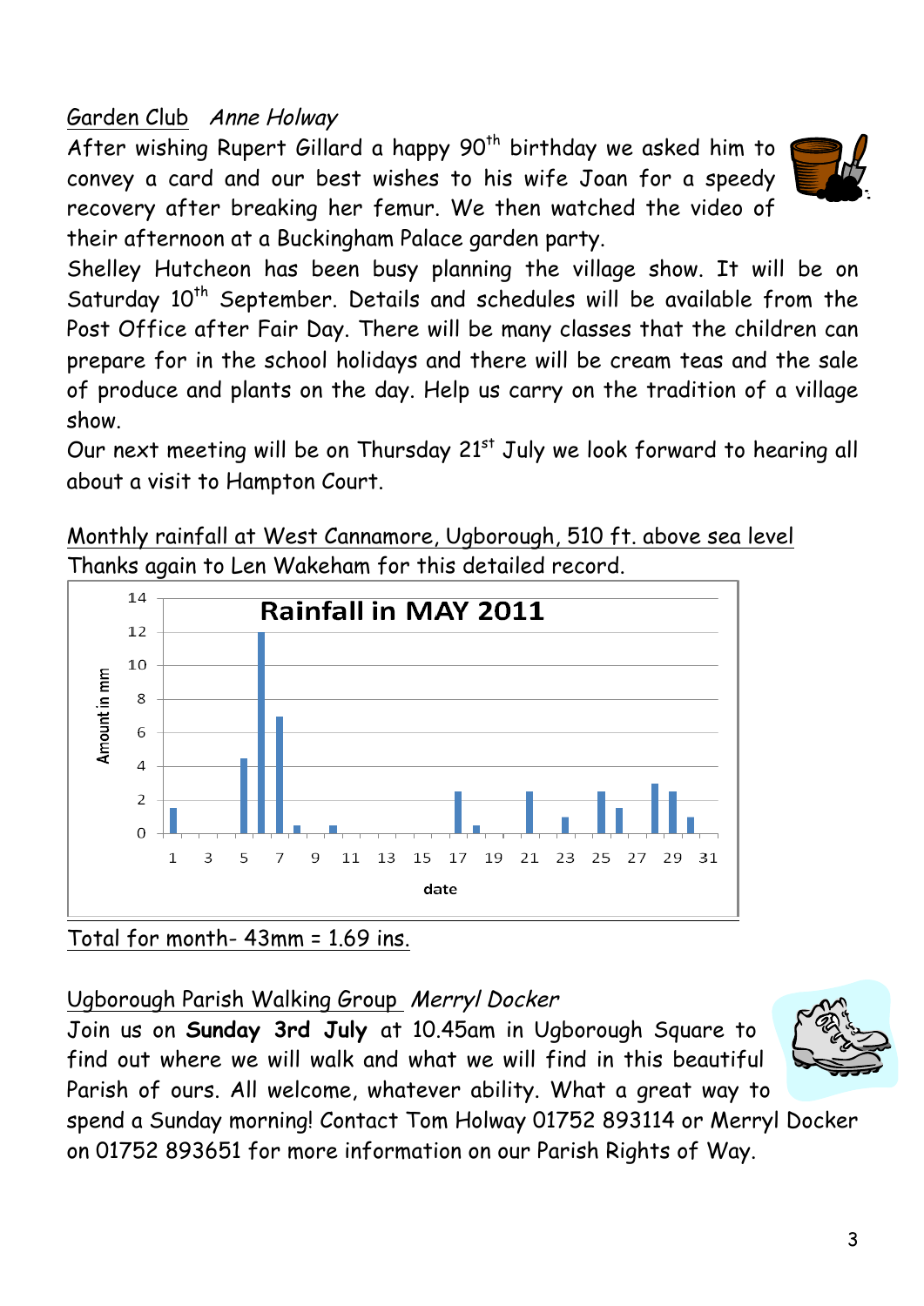Garden Club *Anne Holway*

After wishing Rupert Gillard a happy 90th birthday we asked him to convey a card and our best wishes to his wife Joan for a speedy recovery after breaking her femur. We then watched the video of their afternoon at a Buckingham Palace garden party.

Shelley Hutcheon has been busy planning the village show. It will be on Saturday 10th September. Details and schedules will be available from the Post Office after Fair Day. There will be many classes that the children can prepare for in the school holidays and there will be cream teas and the sale of produce and plants on the day. Help us carry on the tradition of a village show.

Our next meeting will be on Thursday 21st July we look forward to hearing all about a visit to Hampton Court.

Monthly rainfall at West Cannamore, Ugborough, 510 ft. above sea level

Thanks again to Len Wakeham for this detailed record.

**Rainfall in MAY 2011**

| date | Amount in mm |
|---|---|
| 1 | 1.5 |
| 5 | 4.5 |
| 6 | 12 |
| 7 | 7 |
| 8 | 0.5 |
| 10 | 0.5 |
| 17 | 2.5 |
| 18 | 0.5 |
| 21 | 2.5 |
| 23 | 1 |
| 25 | 2.5 |
| 26 | 1.5 |
| 28 | 3 |
| 29 | 2.5 |
| 30 | 1 |

Total for month- 43mm = 1.69 ins.

Ugborough Parish Walking Group *Merryl Docker*

Join us on **Sunday 3rd July** at 10.45am in Ugborough Square to find out where we will walk and what we will find in this beautiful Parish of ours. All welcome, whatever ability. What a great way to spend a Sunday morning! Contact Tom Holway 01752 893114 or Merryl Docker on 01752 893651 for more information on our Parish Rights of Way.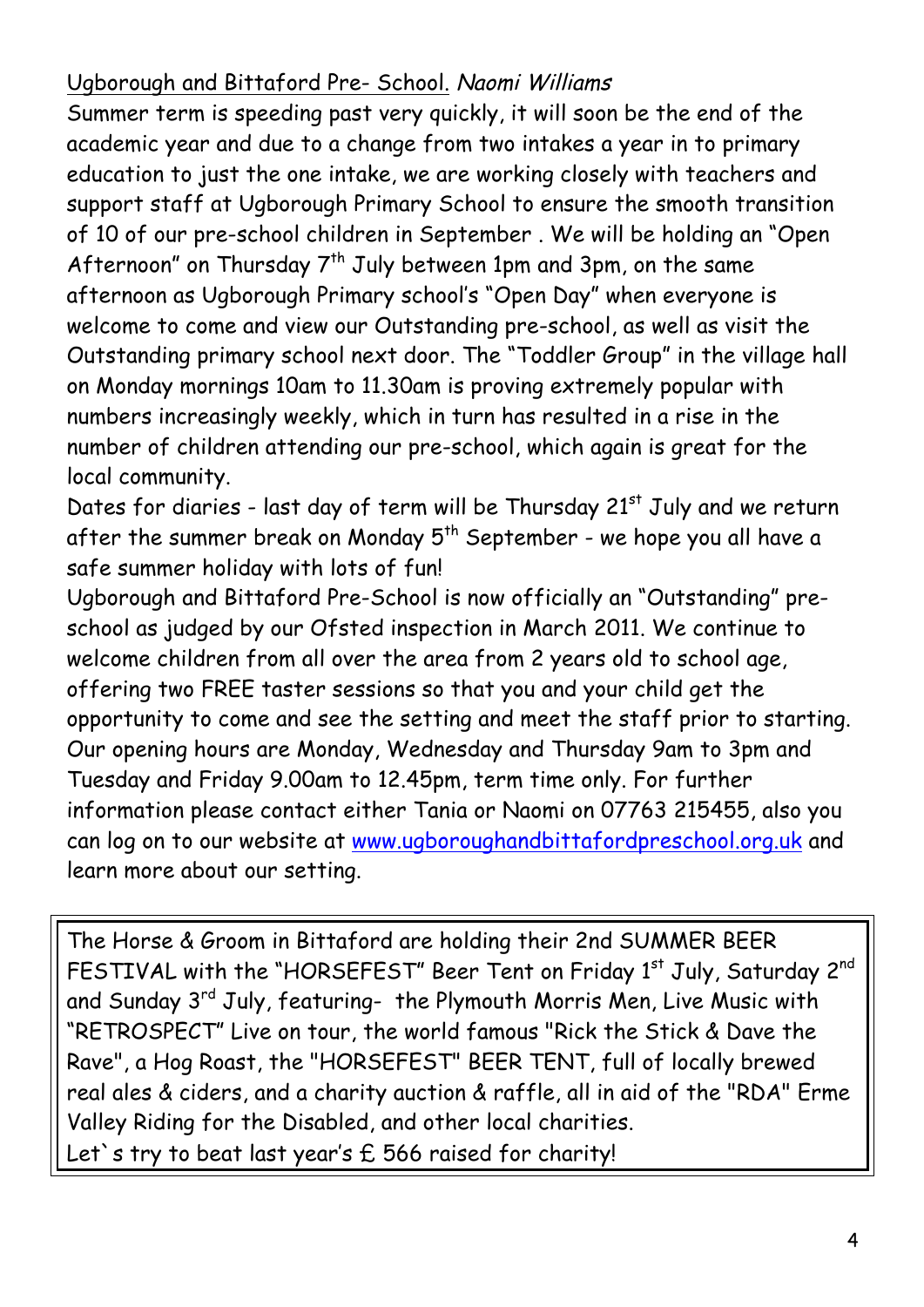Ugborough and Bittaford Pre- School. *Naomi Williams*

Summer term is speeding past very quickly, it will soon be the end of the academic year and due to a change from two intakes a year in to primary education to just the one intake, we are working closely with teachers and support staff at Ugborough Primary School to ensure the smooth transition of 10 of our pre-school children in September . We will be holding an "Open Afternoon" on Thursday 7th July between 1pm and 3pm, on the same afternoon as Ugborough Primary school's "Open Day" when everyone is welcome to come and view our Outstanding pre-school, as well as visit the Outstanding primary school next door. The "Toddler Group" in the village hall on Monday mornings 10am to 11.30am is proving extremely popular with numbers increasingly weekly, which in turn has resulted in a rise in the number of children attending our pre-school, which again is great for the local community.

Dates for diaries - last day of term will be Thursday 21st July and we return after the summer break on Monday 5th September - we hope you all have a safe summer holiday with lots of fun!

Ugborough and Bittaford Pre-School is now officially an "Outstanding" pre-school as judged by our Ofsted inspection in March 2011. We continue to welcome children from all over the area from 2 years old to school age, offering two FREE taster sessions so that you and your child get the opportunity to come and see the setting and meet the staff prior to starting. Our opening hours are Monday, Wednesday and Thursday 9am to 3pm and Tuesday and Friday 9.00am to 12.45pm, term time only. For further information please contact either Tania or Naomi on 07763 215455, also you can log on to our website at www.ugboroughandbittafordpreschool.org.uk and learn more about our setting.

The Horse & Groom in Bittaford are holding their 2nd SUMMER BEER FESTIVAL with the "HORSEFEST" Beer Tent on Friday 1st July, Saturday 2nd and Sunday 3rd July, featuring- the Plymouth Morris Men, Live Music with "RETROSPECT" Live on tour, the world famous "Rick the Stick & Dave the Rave", a Hog Roast, the "HORSEFEST" BEER TENT, full of locally brewed real ales & ciders, and a charity auction & raffle, all in aid of the "RDA" Erme Valley Riding for the Disabled, and other local charities.
Let`s try to beat last year's £ 566 raised for charity!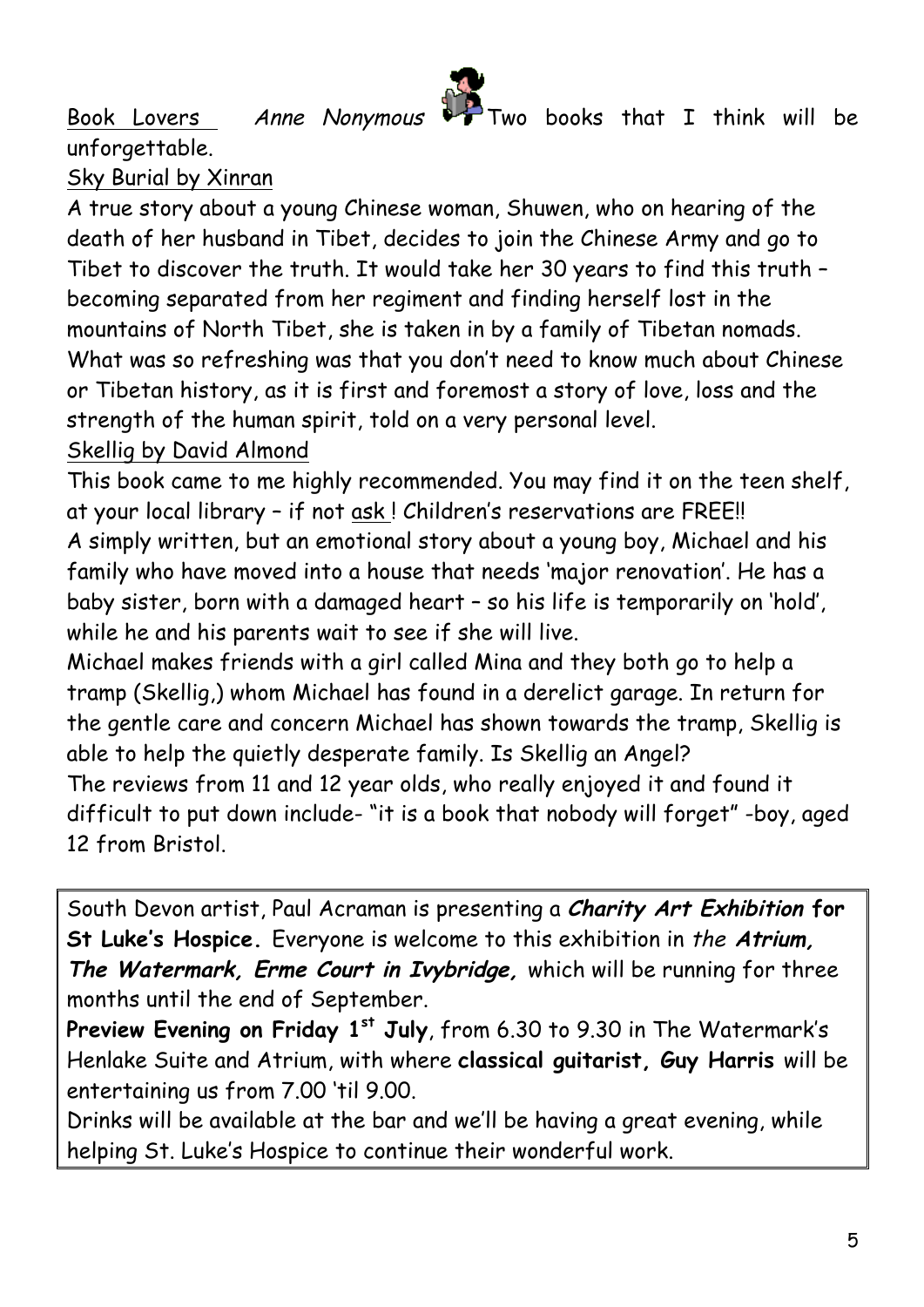Book Lovers *Anne Nonymous* Two books that I think will be unforgettable.

Sky Burial by Xinran

A true story about a young Chinese woman, Shuwen, who on hearing of the death of her husband in Tibet, decides to join the Chinese Army and go to Tibet to discover the truth. It would take her 30 years to find this truth – becoming separated from her regiment and finding herself lost in the mountains of North Tibet, she is taken in by a family of Tibetan nomads. What was so refreshing was that you don't need to know much about Chinese or Tibetan history, as it is first and foremost a story of love, loss and the strength of the human spirit, told on a very personal level.

Skellig by David Almond

This book came to me highly recommended. You may find it on the teen shelf, at your local library – if not ask ! Children's reservations are FREE!!

A simply written, but an emotional story about a young boy, Michael and his family who have moved into a house that needs 'major renovation'. He has a baby sister, born with a damaged heart – so his life is temporarily on 'hold', while he and his parents wait to see if she will live.

Michael makes friends with a girl called Mina and they both go to help a tramp (Skellig,) whom Michael has found in a derelict garage. In return for the gentle care and concern Michael has shown towards the tramp, Skellig is able to help the quietly desperate family. Is Skellig an Angel?

The reviews from 11 and 12 year olds, who really enjoyed it and found it difficult to put down include- "it is a book that nobody will forget" -boy, aged 12 from Bristol.

---

South Devon artist, Paul Acraman is presenting a ***Charity Art Exhibition*** **for St Luke's Hospice.** Everyone is welcome to this exhibition in *the* ***Atrium, The Watermark, Erme Court in Ivybridge,*** which will be running for three months until the end of September.

**Preview Evening on Friday 1st July**, from 6.30 to 9.30 in The Watermark's Henlake Suite and Atrium, with where **classical guitarist, Guy Harris** will be entertaining us from 7.00 'til 9.00.

Drinks will be available at the bar and we'll be having a great evening, while helping St. Luke's Hospice to continue their wonderful work.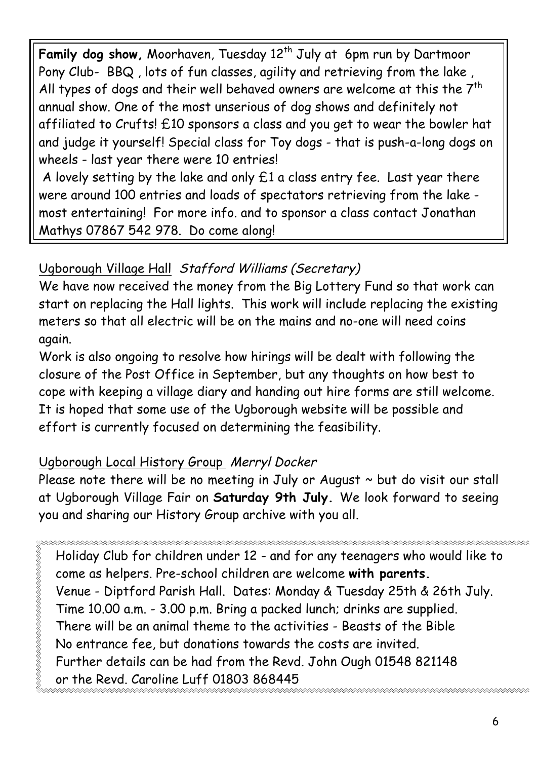**Family dog show,** Moorhaven, Tuesday 12th July at 6pm run by Dartmoor Pony Club- BBQ , lots of fun classes, agility and retrieving from the lake , All types of dogs and their well behaved owners are welcome at this the 7th annual show. One of the most unserious of dog shows and definitely not affiliated to Crufts! £10 sponsors a class and you get to wear the bowler hat and judge it yourself! Special class for Toy dogs - that is push-a-long dogs on wheels - last year there were 10 entries!

A lovely setting by the lake and only £1 a class entry fee. Last year there were around 100 entries and loads of spectators retrieving from the lake - most entertaining! For more info. and to sponsor a class contact Jonathan Mathys 07867 542 978. Do come along!

Ugborough Village Hall *Stafford Williams (Secretary)*

We have now received the money from the Big Lottery Fund so that work can start on replacing the Hall lights. This work will include replacing the existing meters so that all electric will be on the mains and no-one will need coins again.

Work is also ongoing to resolve how hirings will be dealt with following the closure of the Post Office in September, but any thoughts on how best to cope with keeping a village diary and handing out hire forms are still welcome. It is hoped that some use of the Ugborough website will be possible and effort is currently focused on determining the feasibility.

Ugborough Local History Group *Merryl Docker*

Please note there will be no meeting in July or August ~ but do visit our stall at Ugborough Village Fair on **Saturday 9th July.** We look forward to seeing you and sharing our History Group archive with you all.

Holiday Club for children under 12 - and for any teenagers who would like to come as helpers. Pre-school children are welcome **with parents.**
Venue - Diptford Parish Hall. Dates: Monday & Tuesday 25th & 26th July.
Time 10.00 a.m. - 3.00 p.m. Bring a packed lunch; drinks are supplied.
There will be an animal theme to the activities - Beasts of the Bible
No entrance fee, but donations towards the costs are invited.
Further details can be had from the Revd. John Ough 01548 821148
or the Revd. Caroline Luff 01803 868445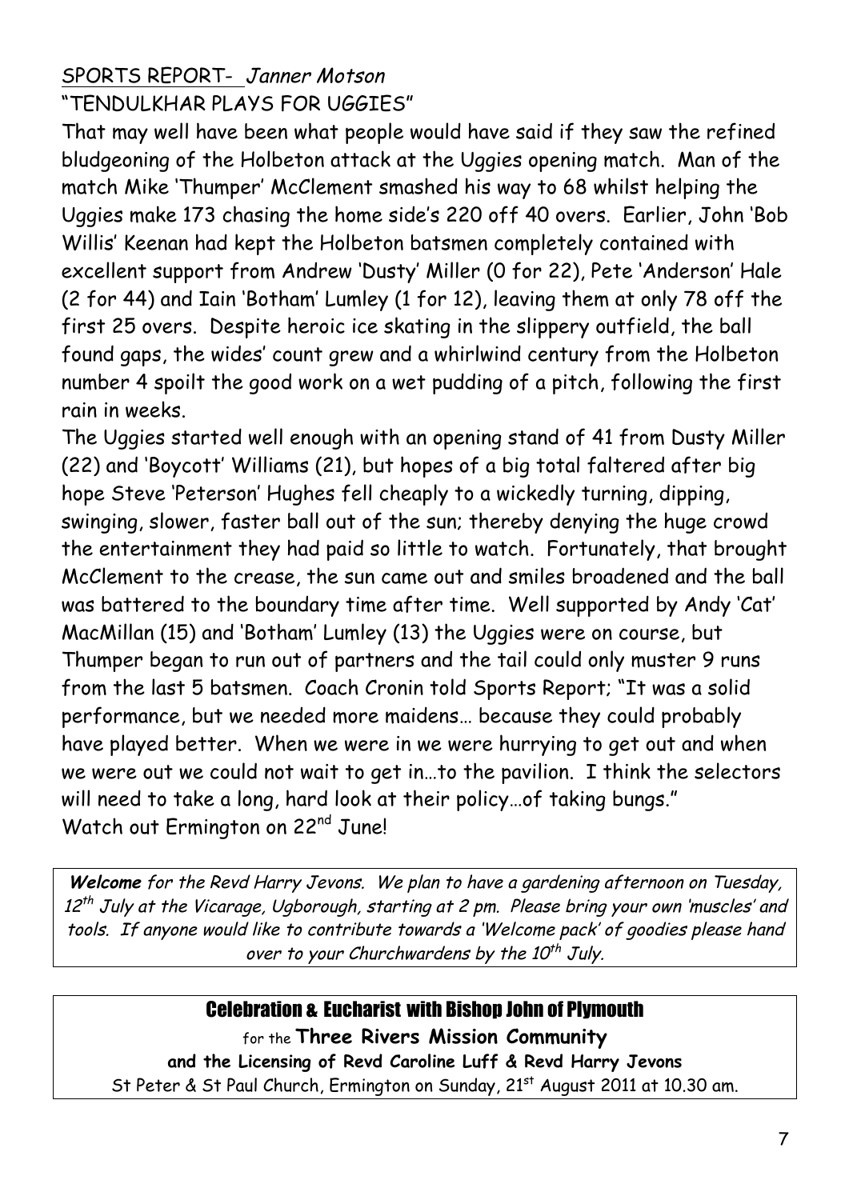## SPORTS REPORT- *Janner Motson*

"TENDULKHAR PLAYS FOR UGGIES"

That may well have been what people would have said if they saw the refined bludgeoning of the Holbeton attack at the Uggies opening match. Man of the match Mike 'Thumper' McClement smashed his way to 68 whilst helping the Uggies make 173 chasing the home side's 220 off 40 overs. Earlier, John 'Bob Willis' Keenan had kept the Holbeton batsmen completely contained with excellent support from Andrew 'Dusty' Miller (0 for 22), Pete 'Anderson' Hale (2 for 44) and Iain 'Botham' Lumley (1 for 12), leaving them at only 78 off the first 25 overs. Despite heroic ice skating in the slippery outfield, the ball found gaps, the wides' count grew and a whirlwind century from the Holbeton number 4 spoilt the good work on a wet pudding of a pitch, following the first rain in weeks.

The Uggies started well enough with an opening stand of 41 from Dusty Miller (22) and 'Boycott' Williams (21), but hopes of a big total faltered after big hope Steve 'Peterson' Hughes fell cheaply to a wickedly turning, dipping, swinging, slower, faster ball out of the sun; thereby denying the huge crowd the entertainment they had paid so little to watch. Fortunately, that brought McClement to the crease, the sun came out and smiles broadened and the ball was battered to the boundary time after time. Well supported by Andy 'Cat' MacMillan (15) and 'Botham' Lumley (13) the Uggies were on course, but Thumper began to run out of partners and the tail could only muster 9 runs from the last 5 batsmen. Coach Cronin told Sports Report; "It was a solid performance, but we needed more maidens… because they could probably have played better. When we were in we were hurrying to get out and when we were out we could not wait to get in…to the pavilion. I think the selectors will need to take a long, hard look at their policy…of taking bungs."

Watch out Ermington on 22nd June!

---

***Welcome*** *for the Revd Harry Jevons. We plan to have a gardening afternoon on Tuesday, 12th July at the Vicarage, Ugborough, starting at 2 pm. Please bring your own 'muscles' and tools. If anyone would like to contribute towards a 'Welcome pack' of goodies please hand over to your Churchwardens by the 10th July.*

---

**Celebration & Eucharist with Bishop John of Plymouth**

for the **Three Rivers Mission Community**

**and the Licensing of Revd Caroline Luff & Revd Harry Jevons**

St Peter & St Paul Church, Ermington on Sunday, 21st August 2011 at 10.30 am.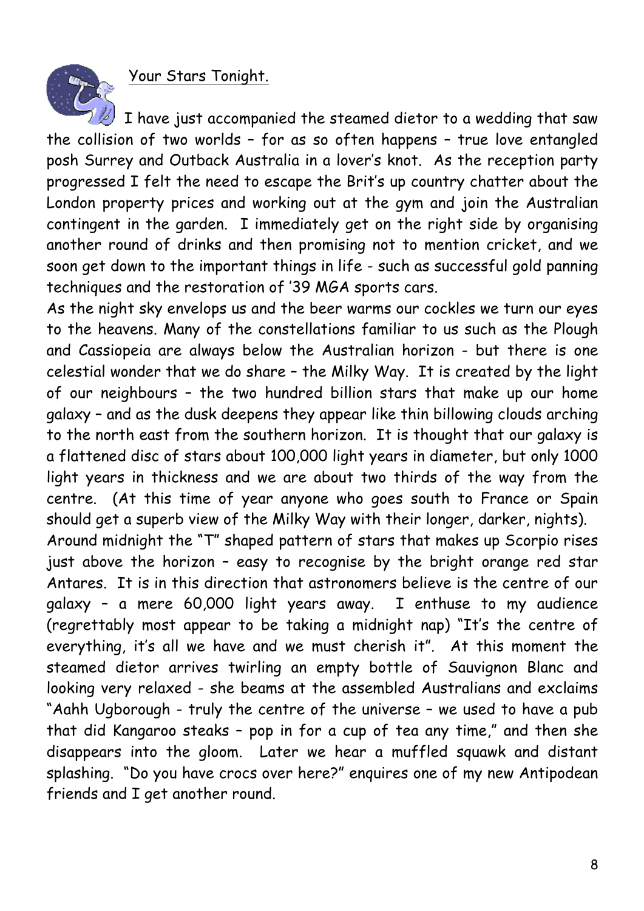## Your Stars Tonight.

I have just accompanied the steamed dietor to a wedding that saw the collision of two worlds – for as so often happens – true love entangled posh Surrey and Outback Australia in a lover's knot. As the reception party progressed I felt the need to escape the Brit's up country chatter about the London property prices and working out at the gym and join the Australian contingent in the garden. I immediately get on the right side by organising another round of drinks and then promising not to mention cricket, and we soon get down to the important things in life - such as successful gold panning techniques and the restoration of '39 MGA sports cars.

As the night sky envelops us and the beer warms our cockles we turn our eyes to the heavens. Many of the constellations familiar to us such as the Plough and Cassiopeia are always below the Australian horizon - but there is one celestial wonder that we do share – the Milky Way. It is created by the light of our neighbours – the two hundred billion stars that make up our home galaxy – and as the dusk deepens they appear like thin billowing clouds arching to the north east from the southern horizon. It is thought that our galaxy is a flattened disc of stars about 100,000 light years in diameter, but only 1000 light years in thickness and we are about two thirds of the way from the centre. (At this time of year anyone who goes south to France or Spain should get a superb view of the Milky Way with their longer, darker, nights).

Around midnight the "T" shaped pattern of stars that makes up Scorpio rises just above the horizon – easy to recognise by the bright orange red star Antares. It is in this direction that astronomers believe is the centre of our galaxy – a mere 60,000 light years away. I enthuse to my audience (regrettably most appear to be taking a midnight nap) "It's the centre of everything, it's all we have and we must cherish it". At this moment the steamed dietor arrives twirling an empty bottle of Sauvignon Blanc and looking very relaxed - she beams at the assembled Australians and exclaims "Aahh Ugborough - truly the centre of the universe – we used to have a pub that did Kangaroo steaks – pop in for a cup of tea any time," and then she disappears into the gloom. Later we hear a muffled squawk and distant splashing. "Do you have crocs over here?" enquires one of my new Antipodean friends and I get another round.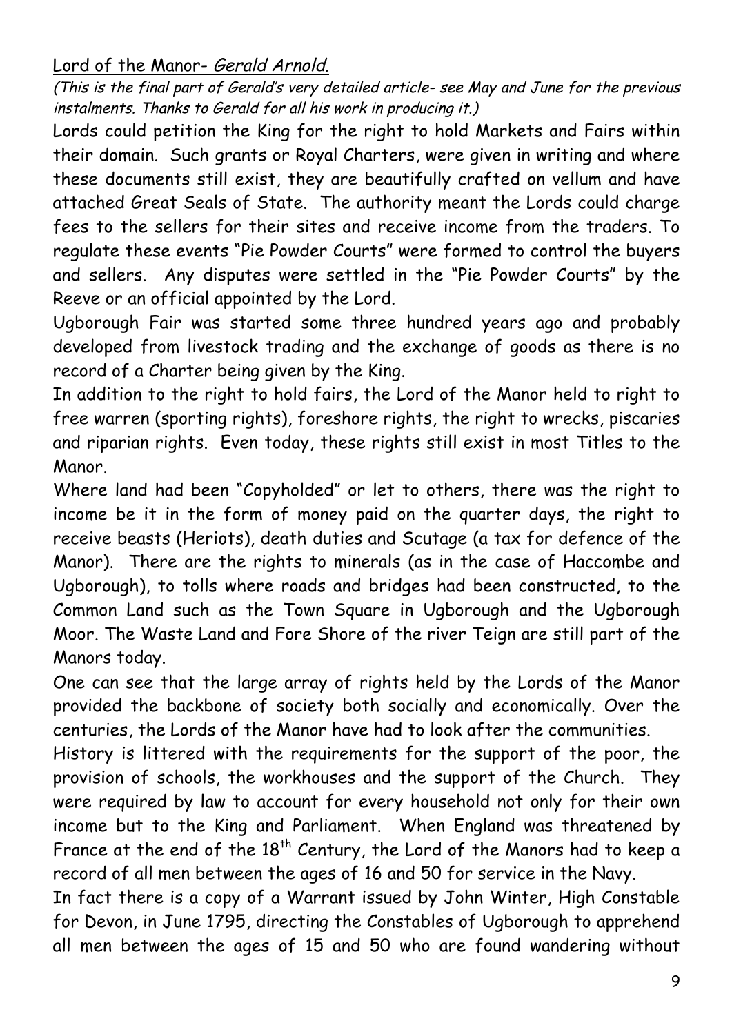## Lord of the Manor- *Gerald Arnold.*

*(This is the final part of Gerald's very detailed article- see May and June for the previous instalments. Thanks to Gerald for all his work in producing it.)*

Lords could petition the King for the right to hold Markets and Fairs within their domain. Such grants or Royal Charters, were given in writing and where these documents still exist, they are beautifully crafted on vellum and have attached Great Seals of State. The authority meant the Lords could charge fees to the sellers for their sites and receive income from the traders. To regulate these events "Pie Powder Courts" were formed to control the buyers and sellers. Any disputes were settled in the "Pie Powder Courts" by the Reeve or an official appointed by the Lord.

Ugborough Fair was started some three hundred years ago and probably developed from livestock trading and the exchange of goods as there is no record of a Charter being given by the King.

In addition to the right to hold fairs, the Lord of the Manor held to right to free warren (sporting rights), foreshore rights, the right to wrecks, piscaries and riparian rights. Even today, these rights still exist in most Titles to the Manor.

Where land had been "Copyholded" or let to others, there was the right to income be it in the form of money paid on the quarter days, the right to receive beasts (Heriots), death duties and Scutage (a tax for defence of the Manor). There are the rights to minerals (as in the case of Haccombe and Ugborough), to tolls where roads and bridges had been constructed, to the Common Land such as the Town Square in Ugborough and the Ugborough Moor. The Waste Land and Fore Shore of the river Teign are still part of the Manors today.

One can see that the large array of rights held by the Lords of the Manor provided the backbone of society both socially and economically. Over the centuries, the Lords of the Manor have had to look after the communities.

History is littered with the requirements for the support of the poor, the provision of schools, the workhouses and the support of the Church. They were required by law to account for every household not only for their own income but to the King and Parliament. When England was threatened by France at the end of the 18th Century, the Lord of the Manors had to keep a record of all men between the ages of 16 and 50 for service in the Navy.

In fact there is a copy of a Warrant issued by John Winter, High Constable for Devon, in June 1795, directing the Constables of Ugborough to apprehend all men between the ages of 15 and 50 who are found wandering without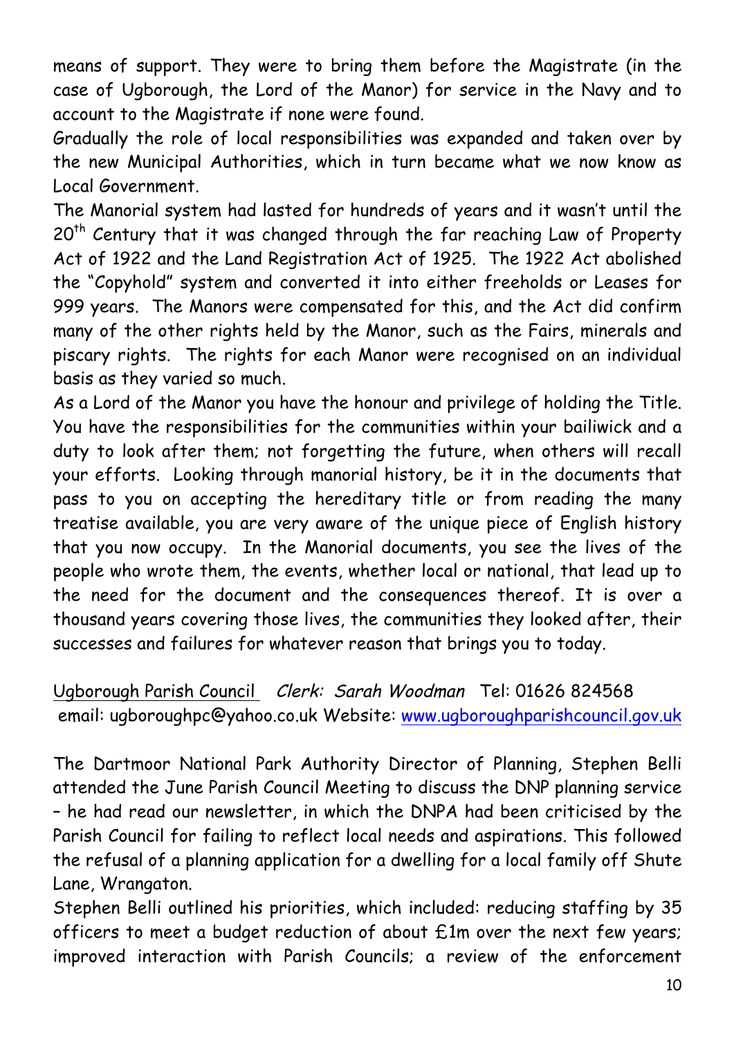means of support. They were to bring them before the Magistrate (in the case of Ugborough, the Lord of the Manor) for service in the Navy and to account to the Magistrate if none were found.

Gradually the role of local responsibilities was expanded and taken over by the new Municipal Authorities, which in turn became what we now know as Local Government.

The Manorial system had lasted for hundreds of years and it wasn't until the 20th Century that it was changed through the far reaching Law of Property Act of 1922 and the Land Registration Act of 1925. The 1922 Act abolished the "Copyhold" system and converted it into either freeholds or Leases for 999 years. The Manors were compensated for this, and the Act did confirm many of the other rights held by the Manor, such as the Fairs, minerals and piscary rights. The rights for each Manor were recognised on an individual basis as they varied so much.

As a Lord of the Manor you have the honour and privilege of holding the Title. You have the responsibilities for the communities within your bailiwick and a duty to look after them; not forgetting the future, when others will recall your efforts. Looking through manorial history, be it in the documents that pass to you on accepting the hereditary title or from reading the many treatise available, you are very aware of the unique piece of English history that you now occupy. In the Manorial documents, you see the lives of the people who wrote them, the events, whether local or national, that lead up to the need for the document and the consequences thereof. It is over a thousand years covering those lives, the communities they looked after, their successes and failures for whatever reason that brings you to today.

Ugborough Parish Council *Clerk: Sarah Woodman* Tel: 01626 824568
email: ugboroughpc@yahoo.co.uk Website: www.ugboroughparishcouncil.gov.uk

The Dartmoor National Park Authority Director of Planning, Stephen Belli attended the June Parish Council Meeting to discuss the DNP planning service – he had read our newsletter, in which the DNPA had been criticised by the Parish Council for failing to reflect local needs and aspirations. This followed the refusal of a planning application for a dwelling for a local family off Shute Lane, Wrangaton.

Stephen Belli outlined his priorities, which included: reducing staffing by 35 officers to meet a budget reduction of about £1m over the next few years; improved interaction with Parish Councils; a review of the enforcement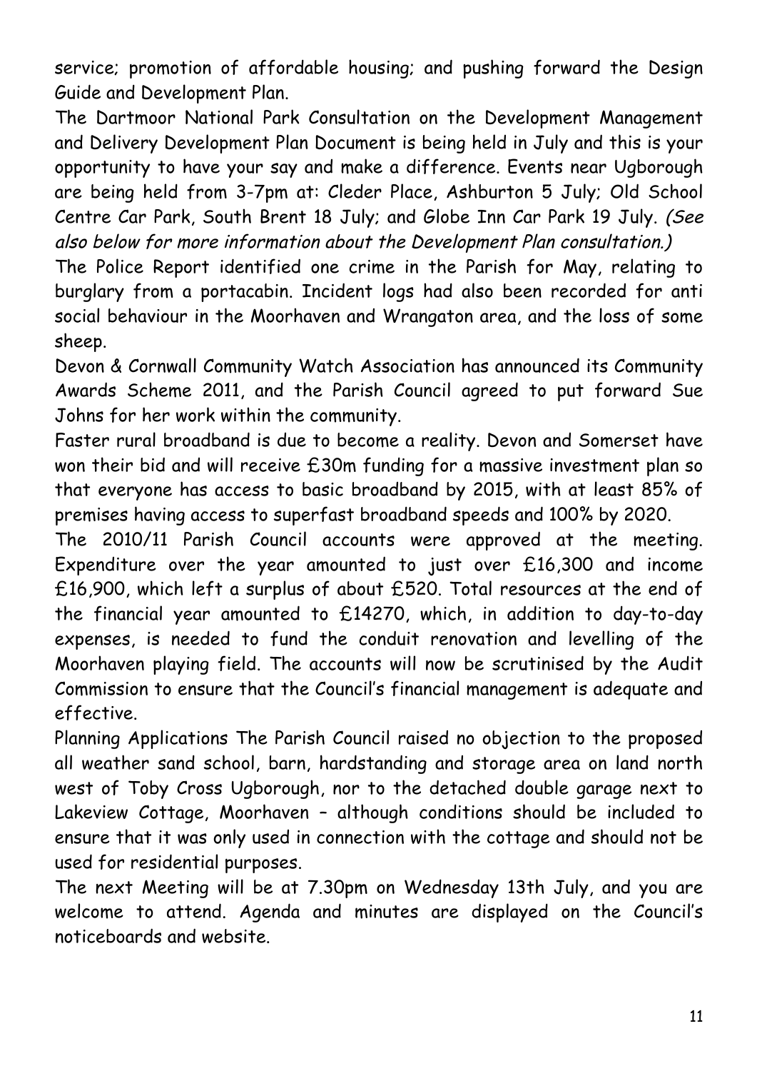service; promotion of affordable housing; and pushing forward the Design Guide and Development Plan.

The Dartmoor National Park Consultation on the Development Management and Delivery Development Plan Document is being held in July and this is your opportunity to have your say and make a difference. Events near Ugborough are being held from 3-7pm at: Cleder Place, Ashburton 5 July; Old School Centre Car Park, South Brent 18 July; and Globe Inn Car Park 19 July. *(See also below for more information about the Development Plan consultation.)*

The Police Report identified one crime in the Parish for May, relating to burglary from a portacabin. Incident logs had also been recorded for anti social behaviour in the Moorhaven and Wrangaton area, and the loss of some sheep.

Devon & Cornwall Community Watch Association has announced its Community Awards Scheme 2011, and the Parish Council agreed to put forward Sue Johns for her work within the community.

Faster rural broadband is due to become a reality. Devon and Somerset have won their bid and will receive £30m funding for a massive investment plan so that everyone has access to basic broadband by 2015, with at least 85% of premises having access to superfast broadband speeds and 100% by 2020.

The 2010/11 Parish Council accounts were approved at the meeting. Expenditure over the year amounted to just over £16,300 and income £16,900, which left a surplus of about £520. Total resources at the end of the financial year amounted to £14270, which, in addition to day-to-day expenses, is needed to fund the conduit renovation and levelling of the Moorhaven playing field. The accounts will now be scrutinised by the Audit Commission to ensure that the Council's financial management is adequate and effective.

Planning Applications The Parish Council raised no objection to the proposed all weather sand school, barn, hardstanding and storage area on land north west of Toby Cross Ugborough, nor to the detached double garage next to Lakeview Cottage, Moorhaven – although conditions should be included to ensure that it was only used in connection with the cottage and should not be used for residential purposes.

The next Meeting will be at 7.30pm on Wednesday 13th July, and you are welcome to attend. Agenda and minutes are displayed on the Council's noticeboards and website.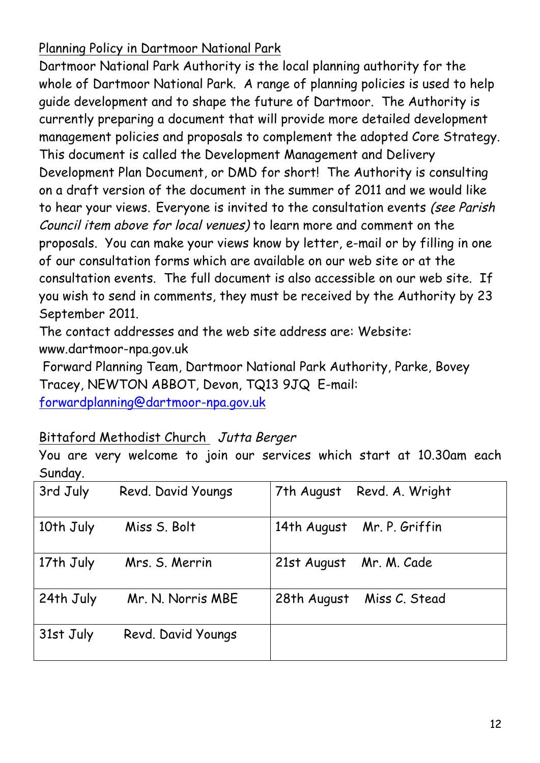## Planning Policy in Dartmoor National Park

Dartmoor National Park Authority is the local planning authority for the whole of Dartmoor National Park. A range of planning policies is used to help guide development and to shape the future of Dartmoor. The Authority is currently preparing a document that will provide more detailed development management policies and proposals to complement the adopted Core Strategy. This document is called the Development Management and Delivery Development Plan Document, or DMD for short! The Authority is consulting on a draft version of the document in the summer of 2011 and we would like to hear your views. Everyone is invited to the consultation events *(see Parish Council item above for local venues)* to learn more and comment on the proposals. You can make your views know by letter, e-mail or by filling in one of our consultation forms which are available on our web site or at the consultation events. The full document is also accessible on our web site. If you wish to send in comments, they must be received by the Authority by 23 September 2011.

The contact addresses and the web site address are: Website: www.dartmoor-npa.gov.uk

Forward Planning Team, Dartmoor National Park Authority, Parke, Bovey Tracey, NEWTON ABBOT, Devon, TQ13 9JQ E-mail: forwardplanning@dartmoor-npa.gov.uk

## Bittaford Methodist Church *Jutta Berger*

You are very welcome to join our services which start at 10.30am each Sunday.

| | | | |
|---|---|---|---|
| 3rd July | Revd. David Youngs | 7th August | Revd. A. Wright |
| 10th July | Miss S. Bolt | 14th August | Mr. P. Griffin |
| 17th July | Mrs. S. Merrin | 21st August | Mr. M. Cade |
| 24th July | Mr. N. Norris MBE | 28th August | Miss C. Stead |
| 31st July | Revd. David Youngs | | |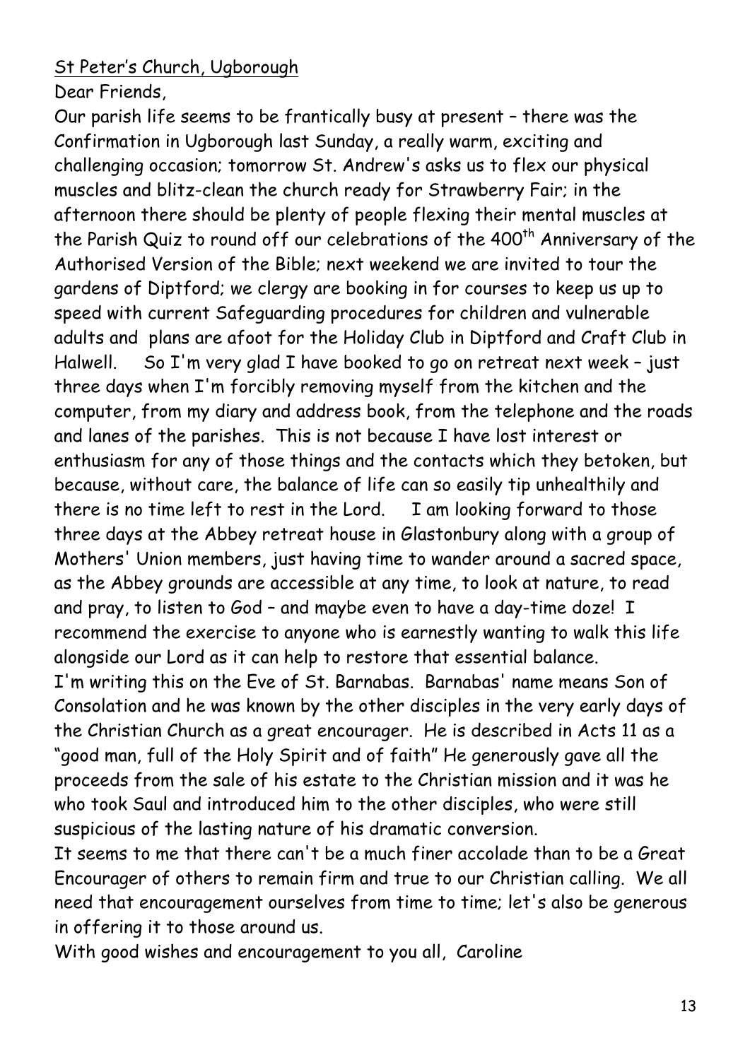St Peter's Church, Ugborough

Dear Friends,

Our parish life seems to be frantically busy at present – there was the Confirmation in Ugborough last Sunday, a really warm, exciting and challenging occasion; tomorrow St. Andrew's asks us to flex our physical muscles and blitz-clean the church ready for Strawberry Fair; in the afternoon there should be plenty of people flexing their mental muscles at the Parish Quiz to round off our celebrations of the 400th Anniversary of the Authorised Version of the Bible; next weekend we are invited to tour the gardens of Diptford; we clergy are booking in for courses to keep us up to speed with current Safeguarding procedures for children and vulnerable adults and plans are afoot for the Holiday Club in Diptford and Craft Club in Halwell. So I'm very glad I have booked to go on retreat next week – just three days when I'm forcibly removing myself from the kitchen and the computer, from my diary and address book, from the telephone and the roads and lanes of the parishes. This is not because I have lost interest or enthusiasm for any of those things and the contacts which they betoken, but because, without care, the balance of life can so easily tip unhealthily and there is no time left to rest in the Lord. I am looking forward to those three days at the Abbey retreat house in Glastonbury along with a group of Mothers' Union members, just having time to wander around a sacred space, as the Abbey grounds are accessible at any time, to look at nature, to read and pray, to listen to God – and maybe even to have a day-time doze! I recommend the exercise to anyone who is earnestly wanting to walk this life alongside our Lord as it can help to restore that essential balance.

I'm writing this on the Eve of St. Barnabas. Barnabas' name means Son of Consolation and he was known by the other disciples in the very early days of the Christian Church as a great encourager. He is described in Acts 11 as a "good man, full of the Holy Spirit and of faith" He generously gave all the proceeds from the sale of his estate to the Christian mission and it was he who took Saul and introduced him to the other disciples, who were still suspicious of the lasting nature of his dramatic conversion.

It seems to me that there can't be a much finer accolade than to be a Great Encourager of others to remain firm and true to our Christian calling. We all need that encouragement ourselves from time to time; let's also be generous in offering it to those around us.

With good wishes and encouragement to you all, Caroline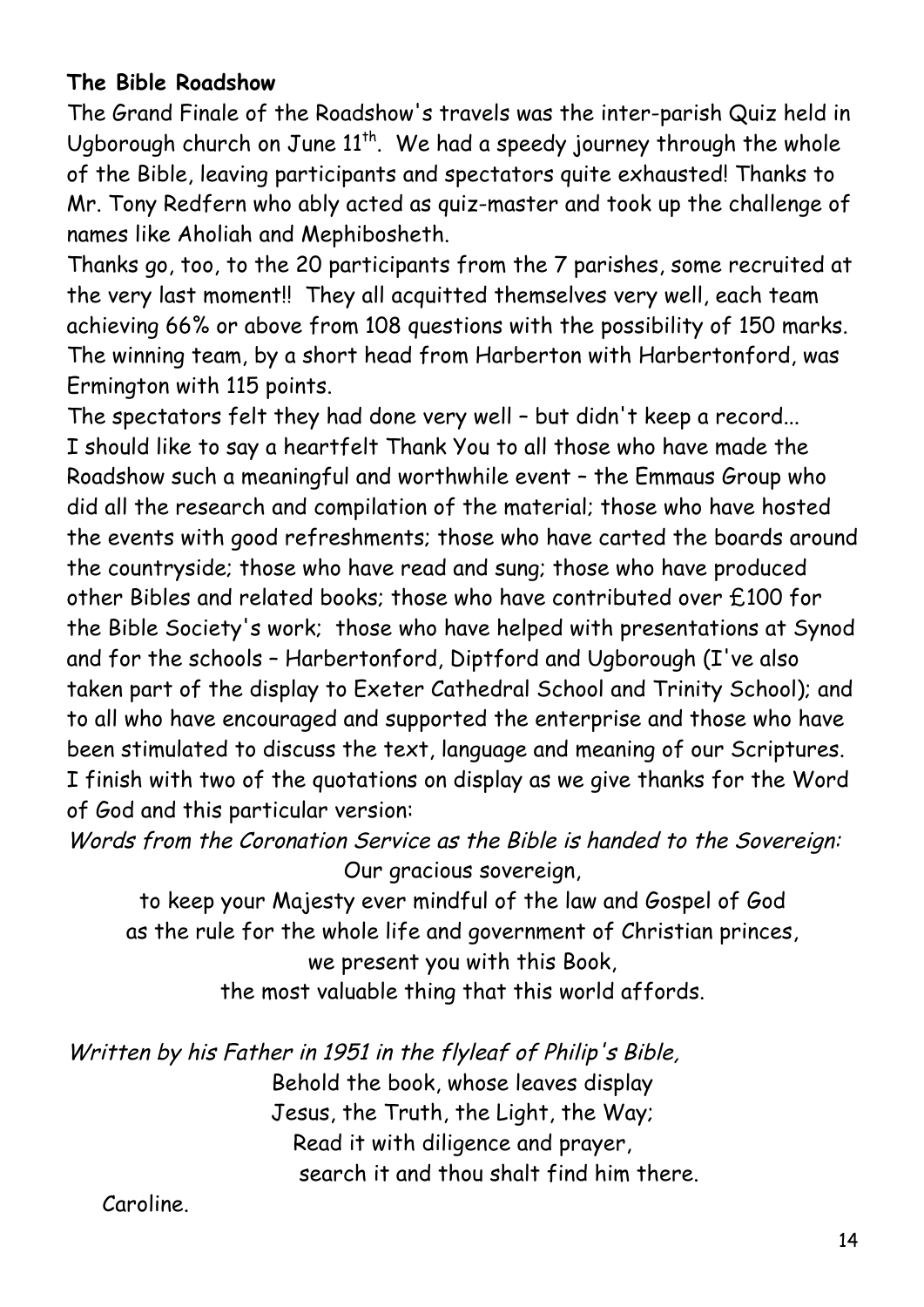**The Bible Roadshow**

The Grand Finale of the Roadshow's travels was the inter-parish Quiz held in Ugborough church on June 11th. We had a speedy journey through the whole of the Bible, leaving participants and spectators quite exhausted! Thanks to Mr. Tony Redfern who ably acted as quiz-master and took up the challenge of names like Aholiah and Mephibosheth.

Thanks go, too, to the 20 participants from the 7 parishes, some recruited at the very last moment!! They all acquitted themselves very well, each team achieving 66% or above from 108 questions with the possibility of 150 marks. The winning team, by a short head from Harberton with Harbertonford, was Ermington with 115 points.

The spectators felt they had done very well – but didn't keep a record...

I should like to say a heartfelt Thank You to all those who have made the Roadshow such a meaningful and worthwhile event – the Emmaus Group who did all the research and compilation of the material; those who have hosted the events with good refreshments; those who have carted the boards around the countryside; those who have read and sung; those who have produced other Bibles and related books; those who have contributed over £100 for the Bible Society's work; those who have helped with presentations at Synod and for the schools – Harbertonford, Diptford and Ugborough (I've also taken part of the display to Exeter Cathedral School and Trinity School); and to all who have encouraged and supported the enterprise and those who have been stimulated to discuss the text, language and meaning of our Scriptures.

I finish with two of the quotations on display as we give thanks for the Word of God and this particular version:

*Words from the Coronation Service as the Bible is handed to the Sovereign:*

Our gracious sovereign,
to keep your Majesty ever mindful of the law and Gospel of God
as the rule for the whole life and government of Christian princes,
we present you with this Book,
the most valuable thing that this world affords.

*Written by his Father in 1951 in the flyleaf of Philip's Bible,*

Behold the book, whose leaves display
Jesus, the Truth, the Light, the Way;
Read it with diligence and prayer,
search it and thou shalt find him there.

Caroline.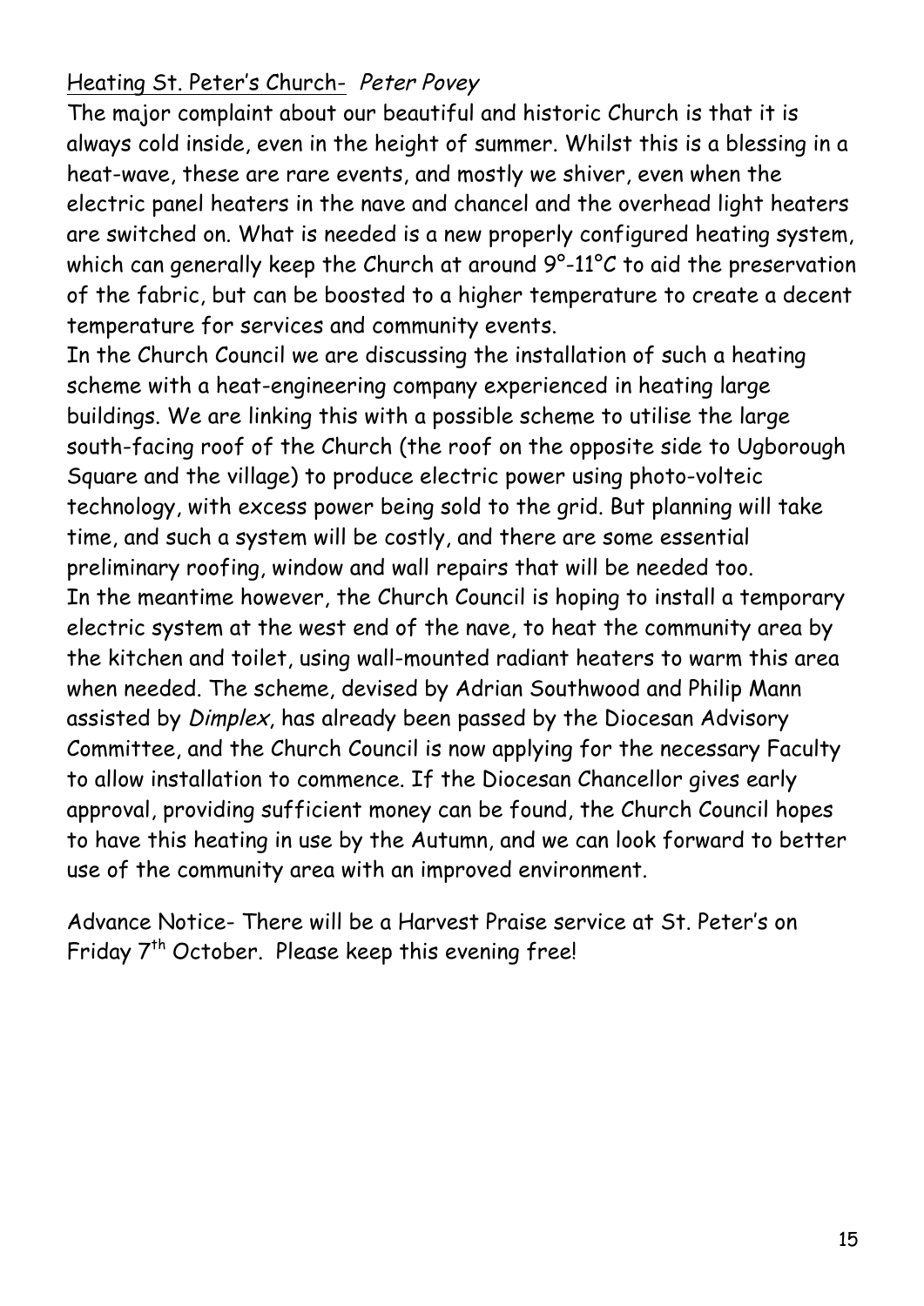## Heating St. Peter's Church- *Peter Povey*

The major complaint about our beautiful and historic Church is that it is always cold inside, even in the height of summer. Whilst this is a blessing in a heat-wave, these are rare events, and mostly we shiver, even when the electric panel heaters in the nave and chancel and the overhead light heaters are switched on. What is needed is a new properly configured heating system, which can generally keep the Church at around 9°-11°C to aid the preservation of the fabric, but can be boosted to a higher temperature to create a decent temperature for services and community events.

In the Church Council we are discussing the installation of such a heating scheme with a heat-engineering company experienced in heating large buildings. We are linking this with a possible scheme to utilise the large south-facing roof of the Church (the roof on the opposite side to Ugborough Square and the village) to produce electric power using photo-volteic technology, with excess power being sold to the grid. But planning will take time, and such a system will be costly, and there are some essential preliminary roofing, window and wall repairs that will be needed too.

In the meantime however, the Church Council is hoping to install a temporary electric system at the west end of the nave, to heat the community area by the kitchen and toilet, using wall-mounted radiant heaters to warm this area when needed. The scheme, devised by Adrian Southwood and Philip Mann assisted by *Dimplex*, has already been passed by the Diocesan Advisory Committee, and the Church Council is now applying for the necessary Faculty to allow installation to commence. If the Diocesan Chancellor gives early approval, providing sufficient money can be found, the Church Council hopes to have this heating in use by the Autumn, and we can look forward to better use of the community area with an improved environment.

Advance Notice- There will be a Harvest Praise service at St. Peter's on Friday 7th October. Please keep this evening free!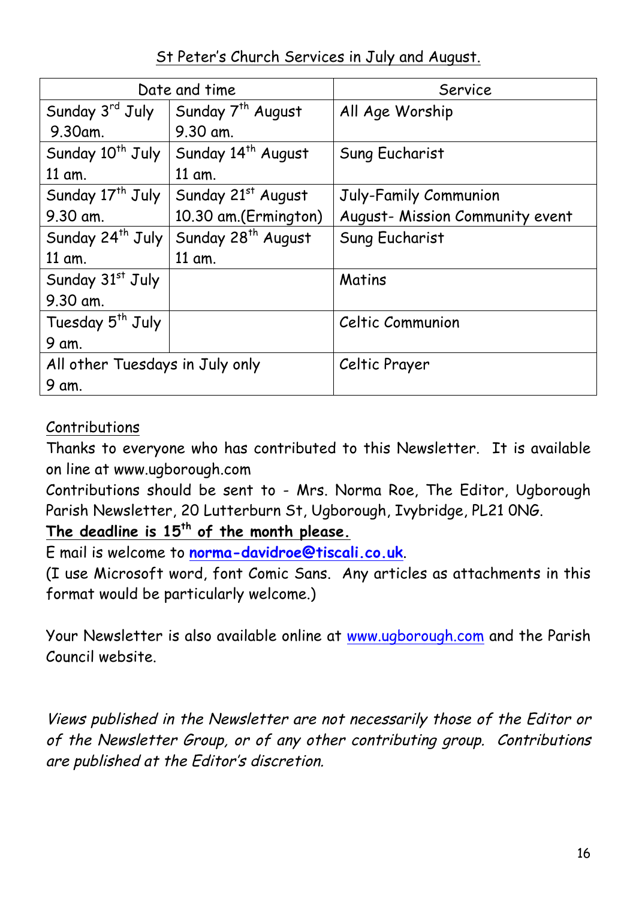St Peter's Church Services in July and August.

| Date and time | | Service |
|---|---|---|
| Sunday 3rd July 9.30am. | Sunday 7th August 9.30 am. | All Age Worship |
| Sunday 10th July 11 am. | Sunday 14th August 11 am. | Sung Eucharist |
| Sunday 17th July 9.30 am. | Sunday 21st August 10.30 am.(Ermington) | July-Family Communion August- Mission Community event |
| Sunday 24th July 11 am. | Sunday 28th August 11 am. | Sung Eucharist |
| Sunday 31st July 9.30 am. | | Matins |
| Tuesday 5th July 9 am. | | Celtic Communion |
| All other Tuesdays in July only 9 am. | | Celtic Prayer |

Contributions

Thanks to everyone who has contributed to this Newsletter. It is available on line at www.ugborough.com

Contributions should be sent to - Mrs. Norma Roe, The Editor, Ugborough Parish Newsletter, 20 Lutterburn St, Ugborough, Ivybridge, PL21 0NG.

**The deadline is 15th of the month please.**

E mail is welcome to **norma-davidroe@tiscali.co.uk**.

(I use Microsoft word, font Comic Sans. Any articles as attachments in this format would be particularly welcome.)

Your Newsletter is also available online at www.ugborough.com and the Parish Council website.

*Views published in the Newsletter are not necessarily those of the Editor or of the Newsletter Group, or of any other contributing group. Contributions are published at the Editor's discretion.*